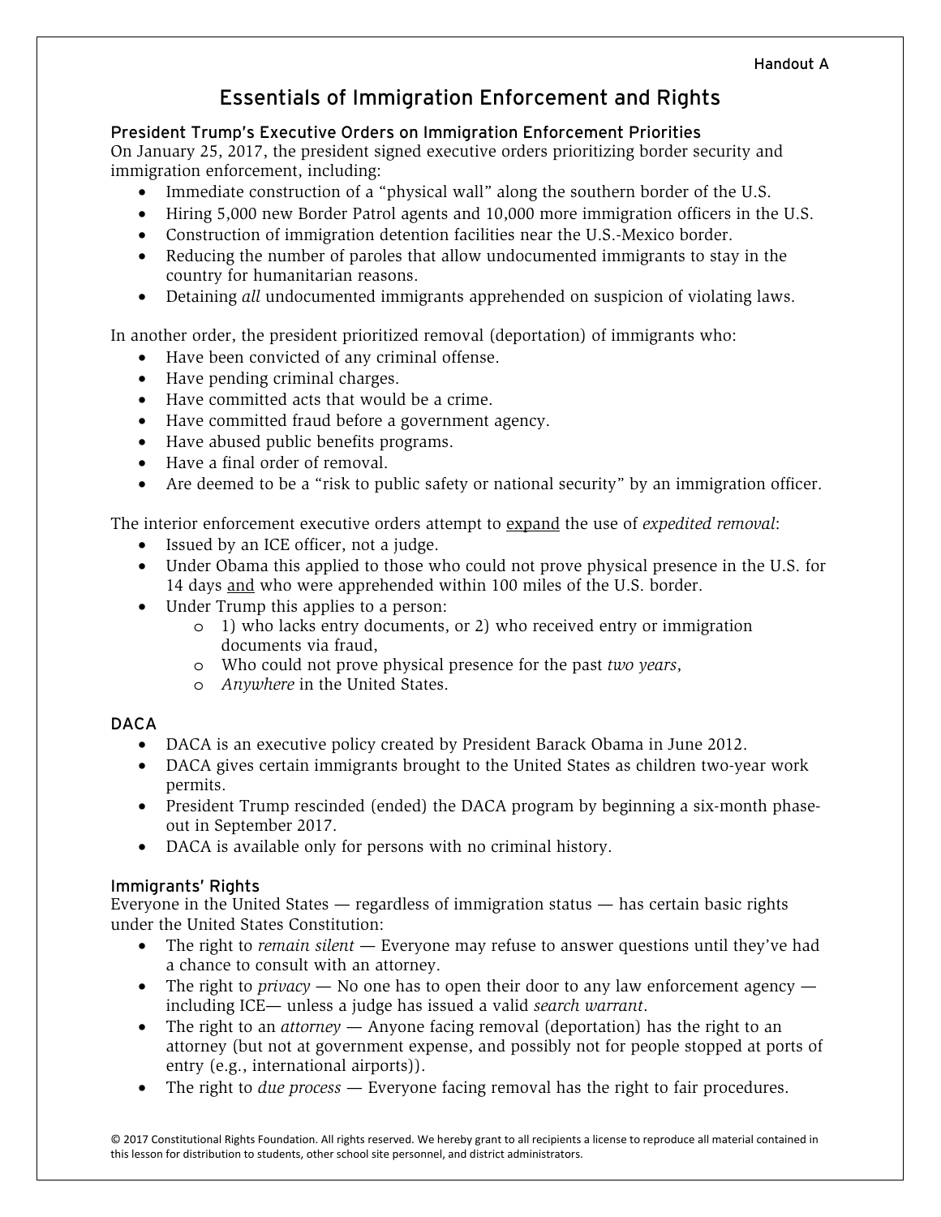Handout A

# Essentials of Immigration Enforcement and Rights

## President Trump's Executive Orders on Immigration Enforcement Priorities

On January 25, 2017, the president signed executive orders prioritizing border security and immigration enforcement, including:

- Immediate construction of a "physical wall" along the southern border of the U.S.
- Hiring 5,000 new Border Patrol agents and 10,000 more immigration officers in the U.S.
- Construction of immigration detention facilities near the U.S.-Mexico border.
- Reducing the number of paroles that allow undocumented immigrants to stay in the country for humanitarian reasons.
- Detaining *all* undocumented immigrants apprehended on suspicion of violating laws.

In another order, the president prioritized removal (deportation) of immigrants who:

- Have been convicted of any criminal offense.
- Have pending criminal charges.
- Have committed acts that would be a crime.
- Have committed fraud before a government agency.
- Have abused public benefits programs.
- Have a final order of removal.
- Are deemed to be a "risk to public safety or national security" by an immigration officer.

The interior enforcement executive orders attempt to <u>expand</u> the use of *expedited removal*:

- Issued by an ICE officer, not a judge.
- Under Obama this applied to those who could not prove physical presence in the U.S. for 14 days <u>and</u> who were apprehended within 100 miles of the U.S. border.
- Under Trump this applies to a person:
  - 1) who lacks entry documents, or 2) who received entry or immigration documents via fraud,
  - Who could not prove physical presence for the past *two years*,
  - *Anywhere* in the United States.

## DACA

- DACA is an executive policy created by President Barack Obama in June 2012.
- DACA gives certain immigrants brought to the United States as children two-year work permits.
- President Trump rescinded (ended) the DACA program by beginning a six-month phase-out in September 2017.
- DACA is available only for persons with no criminal history.

## Immigrants' Rights

Everyone in the United States — regardless of immigration status — has certain basic rights under the United States Constitution:

- The right to *remain silent* — Everyone may refuse to answer questions until they've had a chance to consult with an attorney.
- The right to *privacy* — No one has to open their door to any law enforcement agency — including ICE— unless a judge has issued a valid *search warrant*.
- The right to an *attorney* — Anyone facing removal (deportation) has the right to an attorney (but not at government expense, and possibly not for people stopped at ports of entry (e.g., international airports)).
- The right to *due process* — Everyone facing removal has the right to fair procedures.

© 2017 Constitutional Rights Foundation. All rights reserved. We hereby grant to all recipients a license to reproduce all material contained in this lesson for distribution to students, other school site personnel, and district administrators.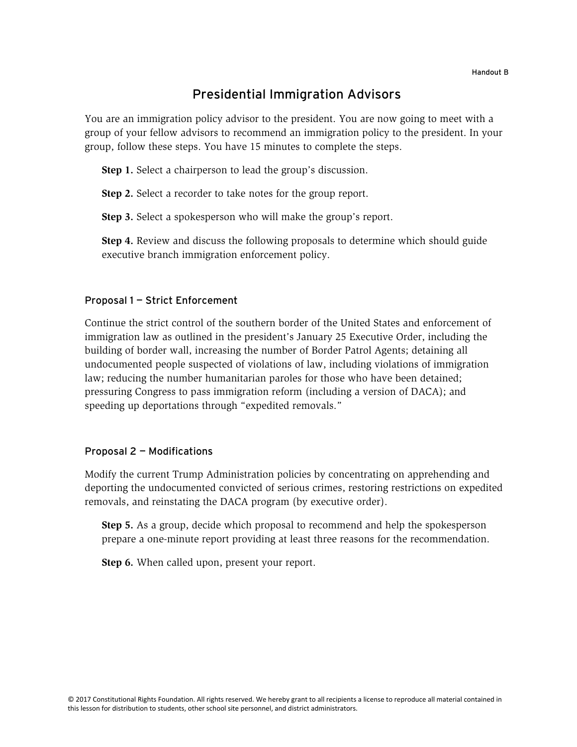Handout B

# Presidential Immigration Advisors

You are an immigration policy advisor to the president. You are now going to meet with a group of your fellow advisors to recommend an immigration policy to the president. In your group, follow these steps. You have 15 minutes to complete the steps.

**Step 1.** Select a chairperson to lead the group's discussion.

**Step 2.** Select a recorder to take notes for the group report.

**Step 3.** Select a spokesperson who will make the group's report.

**Step 4.** Review and discuss the following proposals to determine which should guide executive branch immigration enforcement policy.

### Proposal 1 — Strict Enforcement

Continue the strict control of the southern border of the United States and enforcement of immigration law as outlined in the president's January 25 Executive Order, including the building of border wall, increasing the number of Border Patrol Agents; detaining all undocumented people suspected of violations of law, including violations of immigration law; reducing the number humanitarian paroles for those who have been detained; pressuring Congress to pass immigration reform (including a version of DACA); and speeding up deportations through "expedited removals."

### Proposal 2 — Modifications

Modify the current Trump Administration policies by concentrating on apprehending and deporting the undocumented convicted of serious crimes, restoring restrictions on expedited removals, and reinstating the DACA program (by executive order).

**Step 5.** As a group, decide which proposal to recommend and help the spokesperson prepare a one-minute report providing at least three reasons for the recommendation.

**Step 6.** When called upon, present your report.

© 2017 Constitutional Rights Foundation. All rights reserved. We hereby grant to all recipients a license to reproduce all material contained in this lesson for distribution to students, other school site personnel, and district administrators.